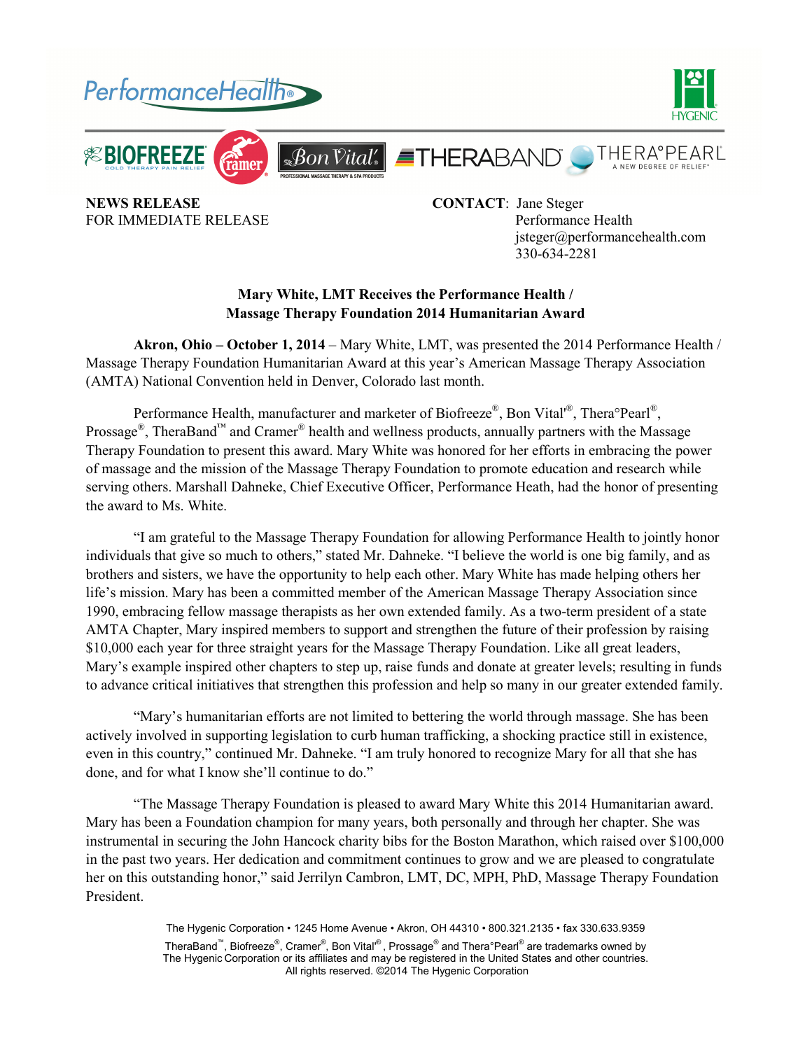**NEWS RELEASE**
FOR IMMEDIATE RELEASE

**CONTACT**: Jane Steger
Performance Health
jsteger@performancehealth.com
330-634-2281

**Mary White, LMT Receives the Performance Health / Massage Therapy Foundation 2014 Humanitarian Award**

**Akron, Ohio – October 1, 2014** – Mary White, LMT, was presented the 2014 Performance Health / Massage Therapy Foundation Humanitarian Award at this year's American Massage Therapy Association (AMTA) National Convention held in Denver, Colorado last month.

Performance Health, manufacturer and marketer of Biofreeze®, Bon Vital'®, Thera°Pearl®, Prossage®, TheraBand™ and Cramer® health and wellness products, annually partners with the Massage Therapy Foundation to present this award. Mary White was honored for her efforts in embracing the power of massage and the mission of the Massage Therapy Foundation to promote education and research while serving others. Marshall Dahneke, Chief Executive Officer, Performance Heath, had the honor of presenting the award to Ms. White.

"I am grateful to the Massage Therapy Foundation for allowing Performance Health to jointly honor individuals that give so much to others," stated Mr. Dahneke. "I believe the world is one big family, and as brothers and sisters, we have the opportunity to help each other. Mary White has made helping others her life's mission. Mary has been a committed member of the American Massage Therapy Association since 1990, embracing fellow massage therapists as her own extended family. As a two-term president of a state AMTA Chapter, Mary inspired members to support and strengthen the future of their profession by raising $10,000 each year for three straight years for the Massage Therapy Foundation. Like all great leaders, Mary's example inspired other chapters to step up, raise funds and donate at greater levels; resulting in funds to advance critical initiatives that strengthen this profession and help so many in our greater extended family.

"Mary's humanitarian efforts are not limited to bettering the world through massage. She has been actively involved in supporting legislation to curb human trafficking, a shocking practice still in existence, even in this country," continued Mr. Dahneke. "I am truly honored to recognize Mary for all that she has done, and for what I know she'll continue to do."

"The Massage Therapy Foundation is pleased to award Mary White this 2014 Humanitarian award. Mary has been a Foundation champion for many years, both personally and through her chapter. She was instrumental in securing the John Hancock charity bibs for the Boston Marathon, which raised over $100,000 in the past two years. Her dedication and commitment continues to grow and we are pleased to congratulate her on this outstanding honor," said Jerrilyn Cambron, LMT, DC, MPH, PhD, Massage Therapy Foundation President.

The Hygenic Corporation • 1245 Home Avenue • Akron, OH 44310 • 800.321.2135 • fax 330.633.9359

TheraBand™, Biofreeze®, Cramer®, Bon Vital'®, Prossage® and Thera°Pearl® are trademarks owned by The Hygenic Corporation or its affiliates and may be registered in the United States and other countries. All rights reserved. ©2014 The Hygenic Corporation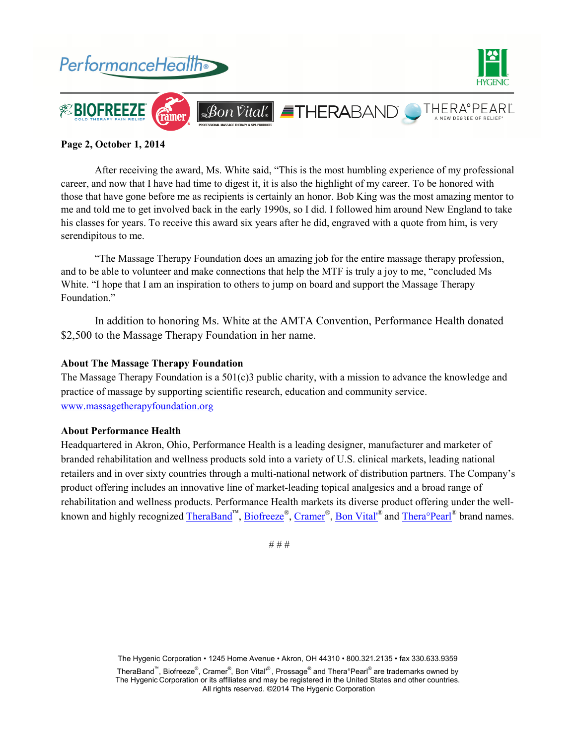**Page 2, October 1, 2014**

After receiving the award, Ms. White said, "This is the most humbling experience of my professional career, and now that I have had time to digest it, it is also the highlight of my career. To be honored with those that have gone before me as recipients is certainly an honor. Bob King was the most amazing mentor to me and told me to get involved back in the early 1990s, so I did. I followed him around New England to take his classes for years. To receive this award six years after he did, engraved with a quote from him, is very serendipitous to me.

"The Massage Therapy Foundation does an amazing job for the entire massage therapy profession, and to be able to volunteer and make connections that help the MTF is truly a joy to me, "concluded Ms White. "I hope that I am an inspiration to others to jump on board and support the Massage Therapy Foundation."

In addition to honoring Ms. White at the AMTA Convention, Performance Health donated $2,500 to the Massage Therapy Foundation in her name.

**About The Massage Therapy Foundation**

The Massage Therapy Foundation is a 501(c)3 public charity, with a mission to advance the knowledge and practice of massage by supporting scientific research, education and community service.
www.massagetherapyfoundation.org

**About Performance Health**

Headquartered in Akron, Ohio, Performance Health is a leading designer, manufacturer and marketer of branded rehabilitation and wellness products sold into a variety of U.S. clinical markets, leading national retailers and in over sixty countries through a multi-national network of distribution partners. The Company's product offering includes an innovative line of market-leading topical analgesics and a broad range of rehabilitation and wellness products. Performance Health markets its diverse product offering under the well-known and highly recognized TheraBand™, Biofreeze®, Cramer®, Bon Vital'® and Thera°Pearl® brand names.

# # #

The Hygenic Corporation • 1245 Home Avenue • Akron, OH 44310 • 800.321.2135 • fax 330.633.9359

TheraBand™, Biofreeze®, Cramer®, Bon Vital'®, Prossage® and Thera°Pearl® are trademarks owned by The Hygenic Corporation or its affiliates and may be registered in the United States and other countries. All rights reserved. ©2014 The Hygenic Corporation